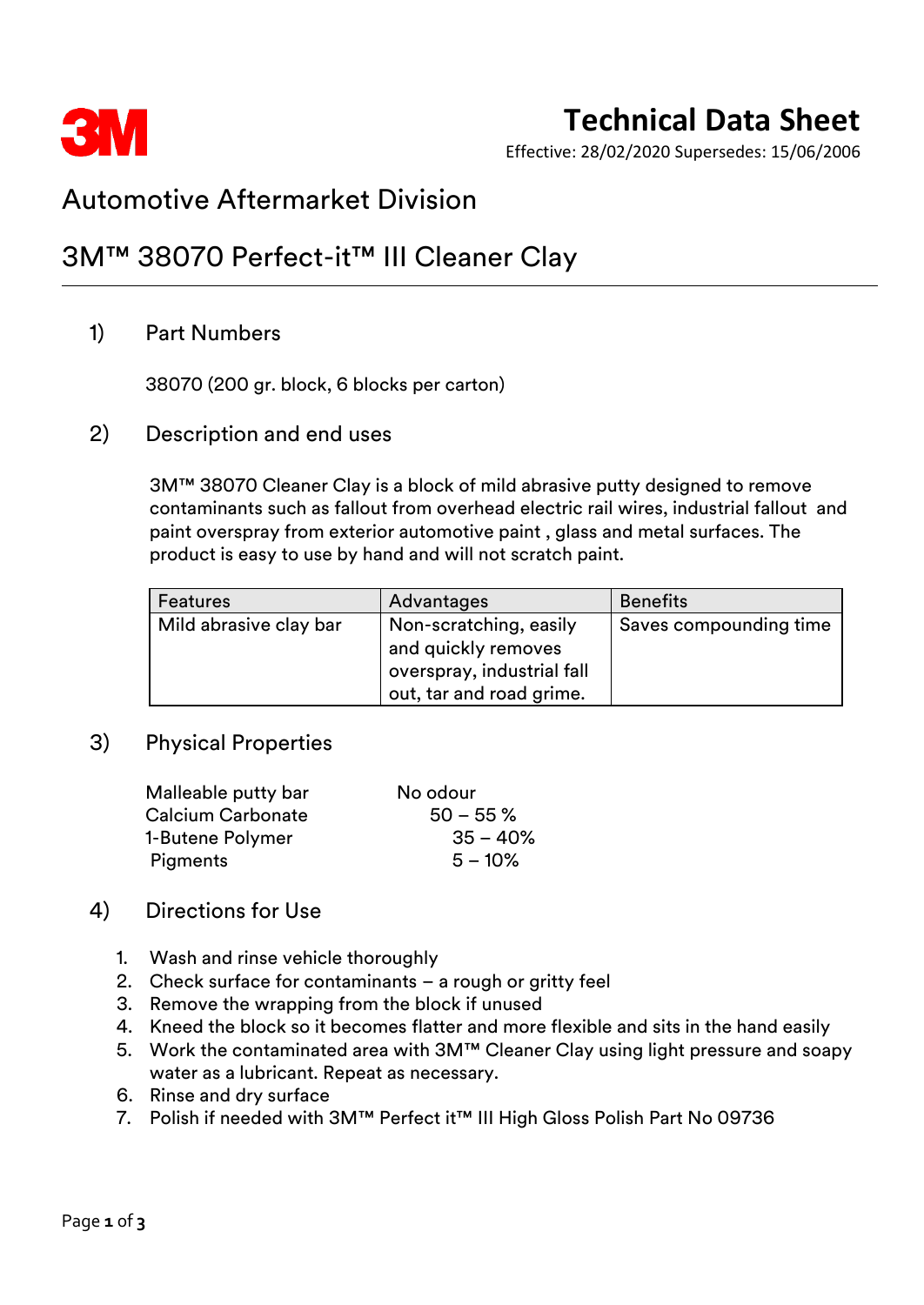# Technical Data Sheet

Effective: 28/02/2020 Supersedes: 15/06/2006

## Automotive Aftermarket Division

## 3M™ 38070 Perfect-it™ III Cleaner Clay

### 1) Part Numbers

38070 (200 gr. block, 6 blocks per carton)

### 2) Description and end uses

3M™ 38070 Cleaner Clay is a block of mild abrasive putty designed to remove contaminants such as fallout from overhead electric rail wires, industrial fallout and paint overspray from exterior automotive paint , glass and metal surfaces. The product is easy to use by hand and will not scratch paint.

| Features | Advantages | Benefits |
|---|---|---|
| Mild abrasive clay bar | Non-scratching, easily and quickly removes overspray, industrial fall out, tar and road grime. | Saves compounding time |

### 3) Physical Properties

| | |
|---|---|
| Malleable putty bar | No odour |
| Calcium Carbonate | 50 – 55 % |
| 1-Butene Polymer | 35 – 40% |
| Pigments | 5 – 10% |

### 4) Directions for Use

1. Wash and rinse vehicle thoroughly
2. Check surface for contaminants – a rough or gritty feel
3. Remove the wrapping from the block if unused
4. Kneed the block so it becomes flatter and more flexible and sits in the hand easily
5. Work the contaminated area with 3M™ Cleaner Clay using light pressure and soapy water as a lubricant. Repeat as necessary.
6. Rinse and dry surface
7. Polish if needed with 3M™ Perfect it™ III High Gloss Polish Part No 09736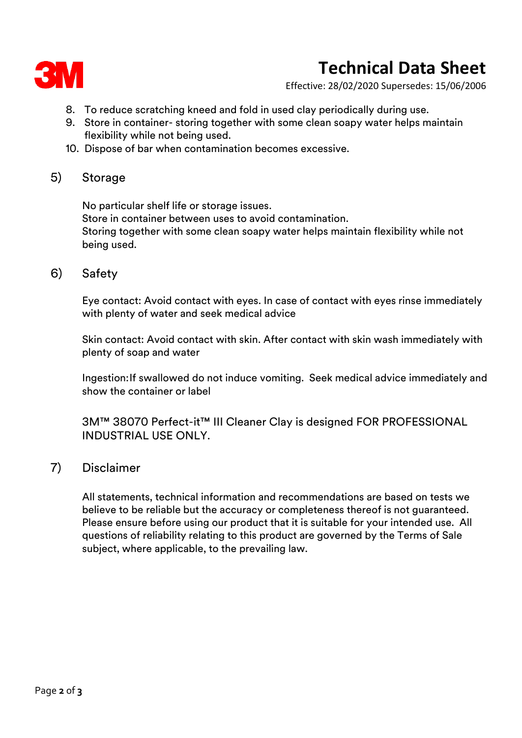8. To reduce scratching kneed and fold in used clay periodically during use.
9. Store in container- storing together with some clean soapy water helps maintain flexibility while not being used.
10. Dispose of bar when contamination becomes excessive.

## 5) Storage

No particular shelf life or storage issues.
Store in container between uses to avoid contamination.
Storing together with some clean soapy water helps maintain flexibility while not being used.

## 6) Safety

Eye contact: Avoid contact with eyes. In case of contact with eyes rinse immediately with plenty of water and seek medical advice

Skin contact: Avoid contact with skin. After contact with skin wash immediately with plenty of soap and water

Ingestion: If swallowed do not induce vomiting. Seek medical advice immediately and show the container or label

3M™ 38070 Perfect-it™ III Cleaner Clay is designed FOR PROFESSIONAL INDUSTRIAL USE ONLY.

## 7) Disclaimer

All statements, technical information and recommendations are based on tests we believe to be reliable but the accuracy or completeness thereof is not guaranteed. Please ensure before using our product that it is suitable for your intended use. All questions of reliability relating to this product are governed by the Terms of Sale subject, where applicable, to the prevailing law.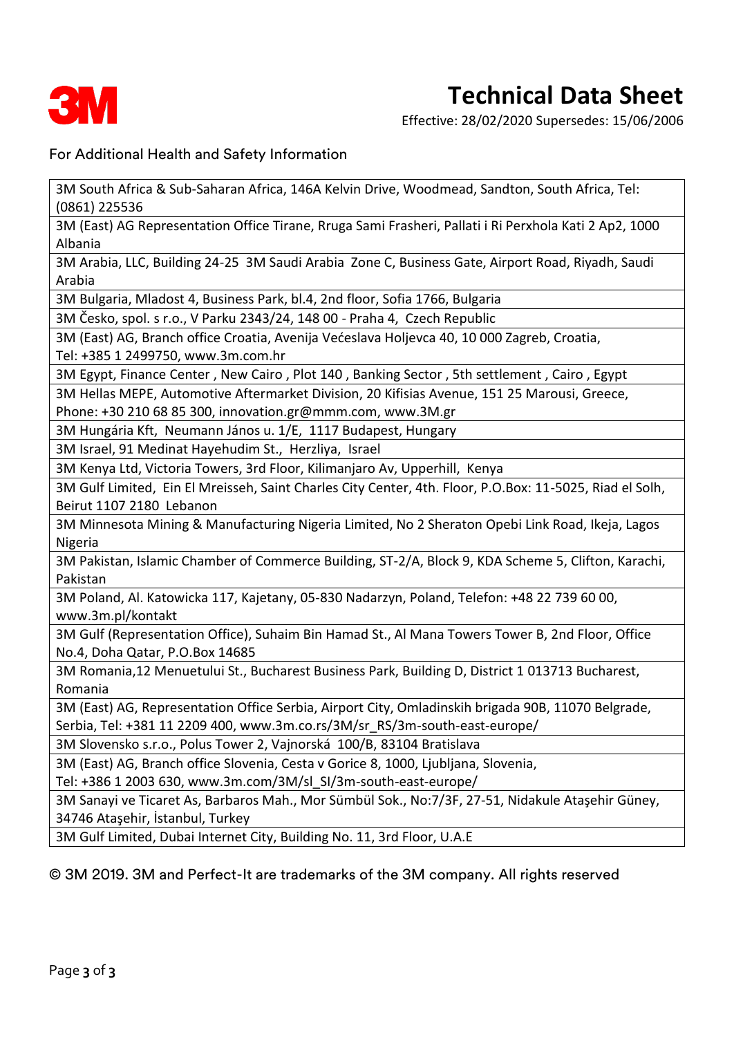# Technical Data Sheet

Effective: 28/02/2020 Supersedes: 15/06/2006

For Additional Health and Safety Information

| |
|---|
| 3M South Africa & Sub-Saharan Africa, 146A Kelvin Drive, Woodmead, Sandton, South Africa, Tel: (0861) 225536 |
| 3M (East) AG Representation Office Tirane, Rruga Sami Frasheri, Pallati i Ri Perxhola Kati 2 Ap2, 1000 Albania |
| 3M Arabia, LLC, Building 24-25 3M Saudi Arabia Zone C, Business Gate, Airport Road, Riyadh, Saudi Arabia |
| 3M Bulgaria, Mladost 4, Business Park, bl.4, 2nd floor, Sofia 1766, Bulgaria |
| 3M Česko, spol. s r.o., V Parku 2343/24, 148 00 - Praha 4, Czech Republic |
| 3M (East) AG, Branch office Croatia, Avenija Većeslava Holjevca 40, 10 000 Zagreb, Croatia, Tel: +385 1 2499750, www.3m.com.hr |
| 3M Egypt, Finance Center , New Cairo , Plot 140 , Banking Sector , 5th settlement , Cairo , Egypt |
| 3M Hellas MEPE, Automotive Aftermarket Division, 20 Kifisias Avenue, 151 25 Marousi, Greece, Phone: +30 210 68 85 300, innovation.gr@mmm.com, www.3M.gr |
| 3M Hungária Kft, Neumann János u. 1/E, 1117 Budapest, Hungary |
| 3M Israel, 91 Medinat Hayehudim St., Herzliya, Israel |
| 3M Kenya Ltd, Victoria Towers, 3rd Floor, Kilimanjaro Av, Upperhill, Kenya |
| 3M Gulf Limited, Ein El Mreisseh, Saint Charles City Center, 4th. Floor, P.O.Box: 11-5025, Riad el Solh, Beirut 1107 2180 Lebanon |
| 3M Minnesota Mining & Manufacturing Nigeria Limited, No 2 Sheraton Opebi Link Road, Ikeja, Lagos Nigeria |
| 3M Pakistan, Islamic Chamber of Commerce Building, ST-2/A, Block 9, KDA Scheme 5, Clifton, Karachi, Pakistan |
| 3M Poland, Al. Katowicka 117, Kajetany, 05-830 Nadarzyn, Poland, Telefon: +48 22 739 60 00, www.3m.pl/kontakt |
| 3M Gulf (Representation Office), Suhaim Bin Hamad St., Al Mana Towers Tower B, 2nd Floor, Office No.4, Doha Qatar, P.O.Box 14685 |
| 3M Romania,12 Menuetului St., Bucharest Business Park, Building D, District 1 013713 Bucharest, Romania |
| 3M (East) AG, Representation Office Serbia, Airport City, Omladinskih brigada 90B, 11070 Belgrade, Serbia, Tel: +381 11 2209 400, www.3m.co.rs/3M/sr_RS/3m-south-east-europe/ |
| 3M Slovensko s.r.o., Polus Tower 2, Vajnorská 100/B, 83104 Bratislava |
| 3M (East) AG, Branch office Slovenia, Cesta v Gorice 8, 1000, Ljubljana, Slovenia, Tel: +386 1 2003 630, www.3m.com/3M/sl_SI/3m-south-east-europe/ |
| 3M Sanayi ve Ticaret As, Barbaros Mah., Mor Sümbül Sok., No:7/3F, 27-51, Nidakule Ataşehir Güney, 34746 Ataşehir, İstanbul, Turkey |
| 3M Gulf Limited, Dubai Internet City, Building No. 11, 3rd Floor, U.A.E |

© 3M 2019. 3M and Perfect-It are trademarks of the 3M company. All rights reserved